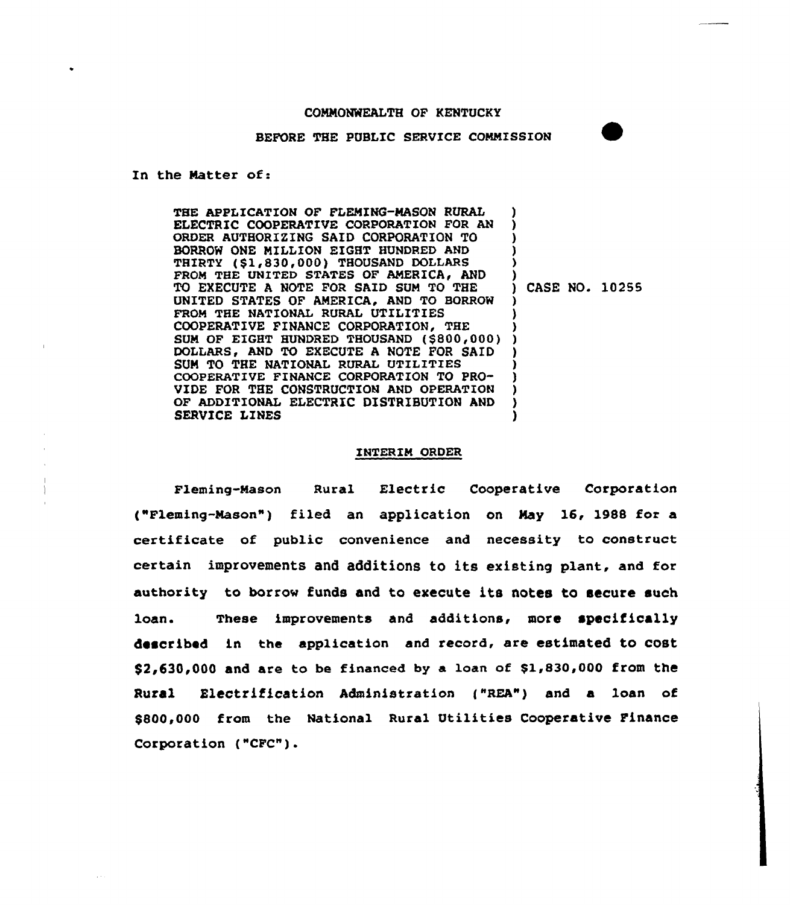COMMONWEALTH OF KENTUCKY

BEFORE THE PUBLIC SERVICE COMMISSION

In the Matter of:

| | |
|---|---|
| THE APPLICATION OF FLEMING-MASON RURAL ELECTRIC COOPERATIVE CORPORATION FOR AN ORDER AUTHORIZING SAID CORPORATION TO BORROW ONE MILLION EIGHT HUNDRED AND THIRTY ($1,830,000) THOUSAND DOLLARS FROM THE UNITED STATES OF AMERICA, AND TO EXECUTE A NOTE FOR SAID SUM TO THE UNITED STATES OF AMERICA, AND TO BORROW FROM THE NATIONAL RURAL UTILITIES COOPERATIVE FINANCE CORPORATION, THE SUM OF EIGHT HUNDRED THOUSAND ($800,000) DOLLARS, AND TO EXECUTE A NOTE FOR SAID SUM TO THE NATIONAL RURAL UTILITIES COOPERATIVE FINANCE CORPORATION TO PROVIDE FOR THE CONSTRUCTION AND OPERATION OF ADDITIONAL ELECTRIC DISTRIBUTION AND SERVICE LINES | CASE NO. 10255 |

## INTERIM ORDER

Fleming-Mason Rural Electric Cooperative Corporation ("Fleming-Mason") filed an application on May 16, 1988 for a certificate of public convenience and necessity to construct certain improvements and additions to its existing plant, and for authority to borrow funds and to execute its notes to secure such loan. These improvements and additions, more specifically described in the application and record, are estimated to cost $2,630,000 and are to be financed by a loan of $1,830,000 from the Rural Electrification Administration ("REA") and a loan of $800,000 from the National Rural Utilities Cooperative Finance Corporation ("CFC").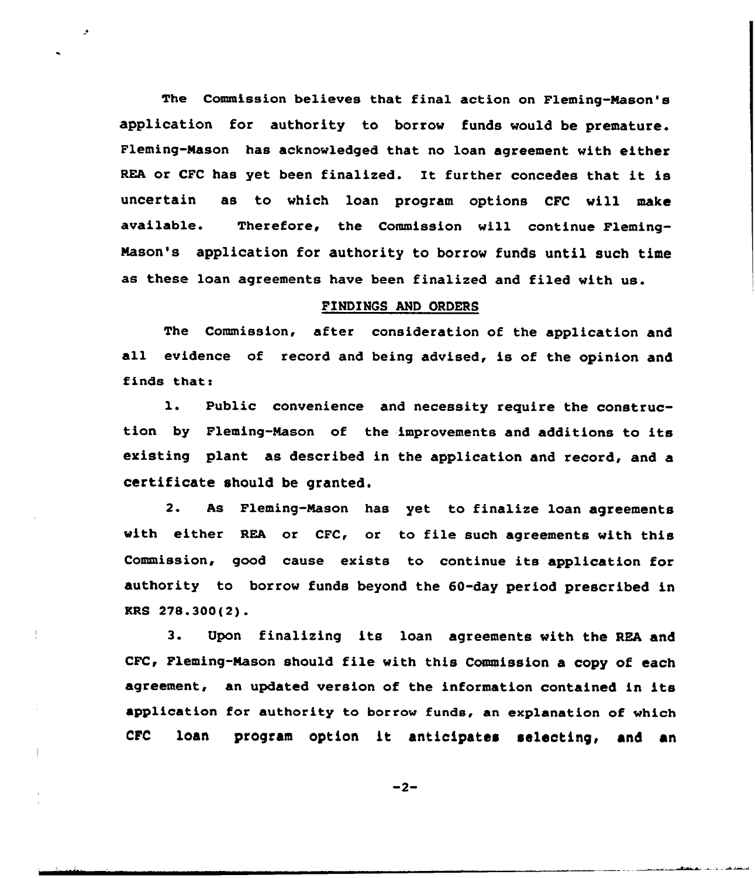The Commission believes that final action on Fleming-Mason's application for authority to borrow funds would be premature. Fleming-Mason has acknowledged that no loan agreement with either REA or CFC has yet been finalized. It further concedes that it is uncertain as to which loan program options CFC will make available. Therefore, the Commission will continue Fleming-Mason's application for authority to borrow funds until such time as these loan agreements have been finalized and filed with us.

## FINDINGS AND ORDERS

The Commission, after consideration of the application and all evidence of record and being advised, is of the opinion and finds that:

1. Public convenience and necessity require the construction by Fleming-Mason of the improvements and additions to its existing plant as described in the application and record, and a certificate should be granted.

2. As Fleming-Mason has yet to finalize loan agreements with either REA or CFC, or to file such agreements with this Commission, good cause exists to continue its application for authority to borrow funds beyond the 60-day period prescribed in KRS 278.300(2).

3. Upon finalizing its loan agreements with the REA and CFC, Fleming-Mason should file with this Commission a copy of each agreement, an updated version of the information contained in its application for authority to borrow funds, an explanation of which CFC loan program option it anticipates selecting, and an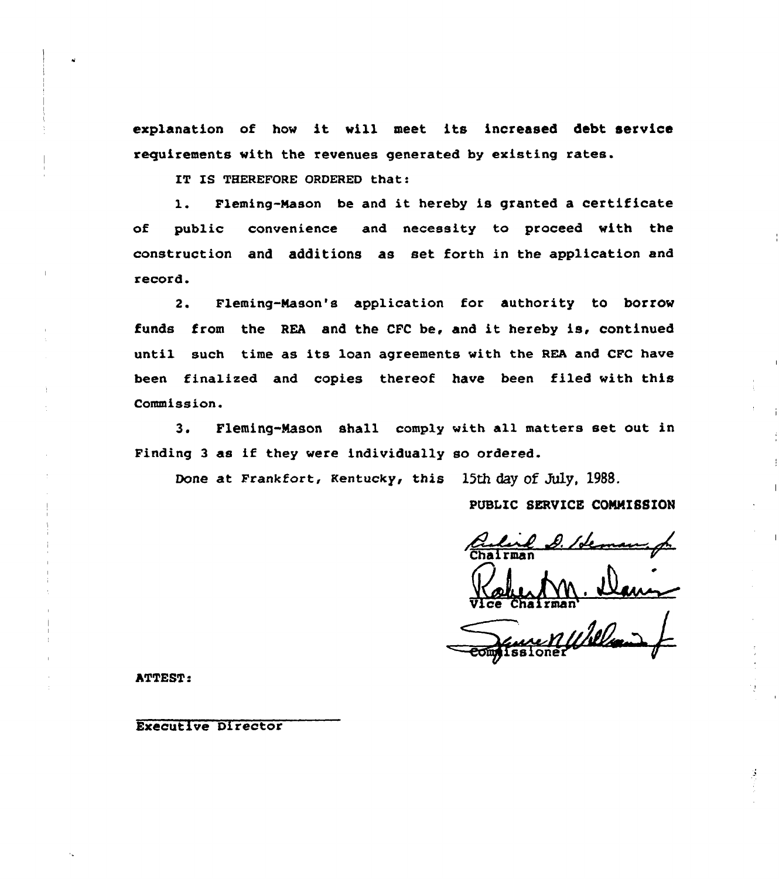explanation of how it will meet its increased debt service requirements with the revenues generated by existing rates.

IT IS THEREFORE ORDERED that:

1. Fleming-Mason be and it hereby is granted a certificate of public convenience and necessity to proceed with the construction and additions as set forth in the application and record.

2. Fleming-Mason's application for authority to borrow funds from the REA and the CFC be, and it hereby is, continued until such time as its loan agreements with the REA and CFC have been finalized and copies thereof have been filed with this Commission.

3. Fleming-Mason shall comply with all matters set out in Finding 3 as if they were individually so ordered.

Done at Frankfort, Kentucky, this 15th day of July, 1988.

PUBLIC SERVICE COMMISSION

Chairman

Vice Chairman

Commissioner

ATTEST:

Executive Director